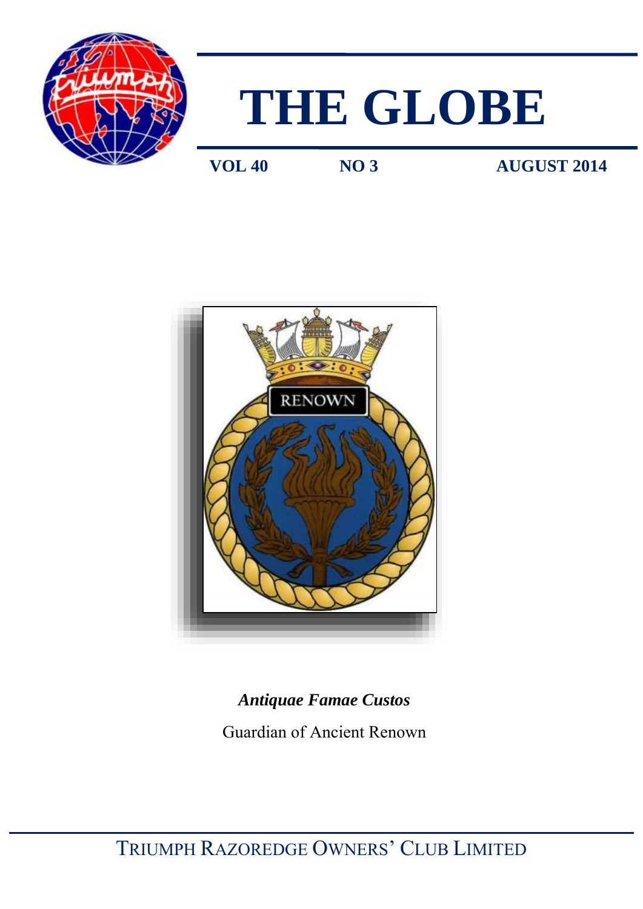# THE GLOBE

**VOL 40** **NO 3** **AUGUST 2014**

***Antiquae Famae Custos***

Guardian of Ancient Renown

TRIUMPH RAZOREDGE OWNERS' CLUB LIMITED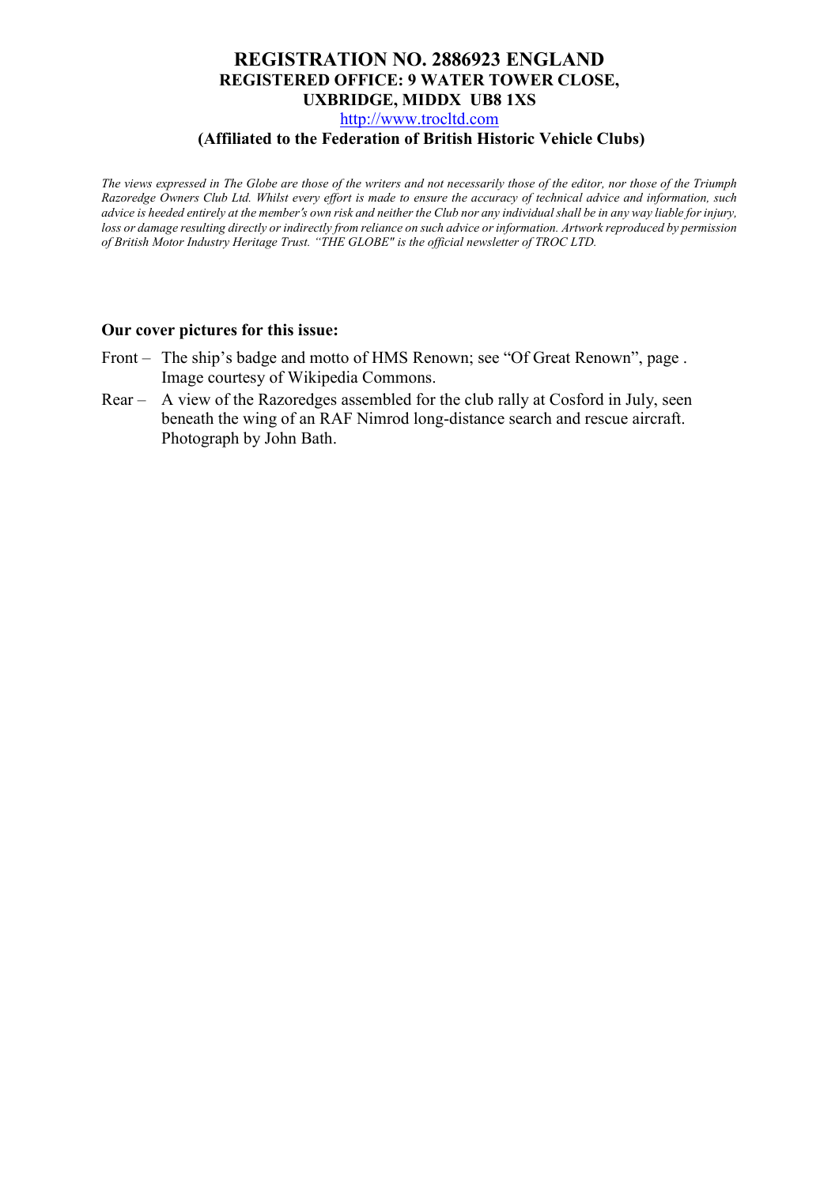## REGISTRATION NO. 2886923 ENGLAND
**REGISTERED OFFICE: 9 WATER TOWER CLOSE, UXBRIDGE, MIDDX UB8 1XS**

http://www.trocltd.com

**(Affiliated to the Federation of British Historic Vehicle Clubs)**

*The views expressed in The Globe are those of the writers and not necessarily those of the editor, nor those of the Triumph Razoredge Owners Club Ltd. Whilst every effort is made to ensure the accuracy of technical advice and information, such advice is heeded entirely at the member's own risk and neither the Club nor any individual shall be in any way liable for injury, loss or damage resulting directly or indirectly from reliance on such advice or information. Artwork reproduced by permission of British Motor Industry Heritage Trust. "THE GLOBE" is the official newsletter of TROC LTD.*

**Our cover pictures for this issue:**

Front – The ship's badge and motto of HMS Renown; see "Of Great Renown", page . Image courtesy of Wikipedia Commons.

Rear – A view of the Razoredges assembled for the club rally at Cosford in July, seen beneath the wing of an RAF Nimrod long-distance search and rescue aircraft. Photograph by John Bath.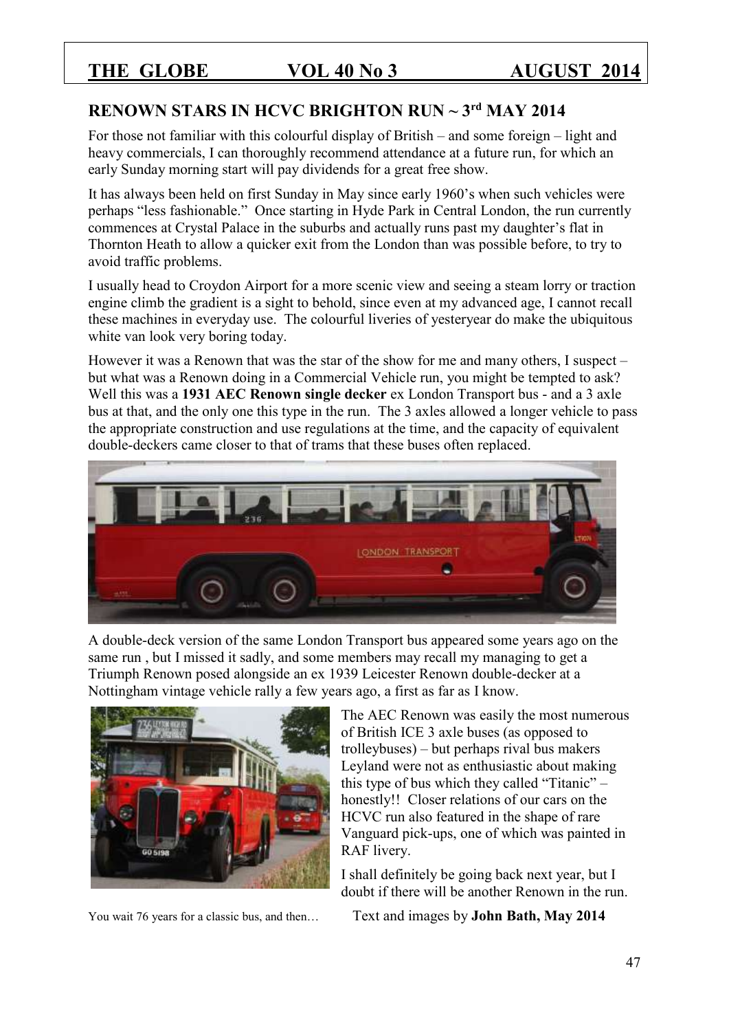## RENOWN STARS IN HCVC BRIGHTON RUN ~ 3rd MAY 2014

For those not familiar with this colourful display of British – and some foreign – light and heavy commercials, I can thoroughly recommend attendance at a future run, for which an early Sunday morning start will pay dividends for a great free show.

It has always been held on first Sunday in May since early 1960's when such vehicles were perhaps "less fashionable." Once starting in Hyde Park in Central London, the run currently commences at Crystal Palace in the suburbs and actually runs past my daughter's flat in Thornton Heath to allow a quicker exit from the London than was possible before, to try to avoid traffic problems.

I usually head to Croydon Airport for a more scenic view and seeing a steam lorry or traction engine climb the gradient is a sight to behold, since even at my advanced age, I cannot recall these machines in everyday use. The colourful liveries of yesteryear do make the ubiquitous white van look very boring today.

However it was a Renown that was the star of the show for me and many others, I suspect – but what was a Renown doing in a Commercial Vehicle run, you might be tempted to ask? Well this was a **1931 AEC Renown single decker** ex London Transport bus - and a 3 axle bus at that, and the only one this type in the run. The 3 axles allowed a longer vehicle to pass the appropriate construction and use regulations at the time, and the capacity of equivalent double-deckers came closer to that of trams that these buses often replaced.

A double-deck version of the same London Transport bus appeared some years ago on the same run , but I missed it sadly, and some members may recall my managing to get a Triumph Renown posed alongside an ex 1939 Leicester Renown double-decker at a Nottingham vintage vehicle rally a few years ago, a first as far as I know.

The AEC Renown was easily the most numerous of British ICE 3 axle buses (as opposed to trolleybuses) – but perhaps rival bus makers Leyland were not as enthusiastic about making this type of bus which they called "Titanic" – honestly!! Closer relations of our cars on the HCVC run also featured in the shape of rare Vanguard pick-ups, one of which was painted in RAF livery.

I shall definitely be going back next year, but I doubt if there will be another Renown in the run.

You wait 76 years for a classic bus, and then…

Text and images by **John Bath, May 2014**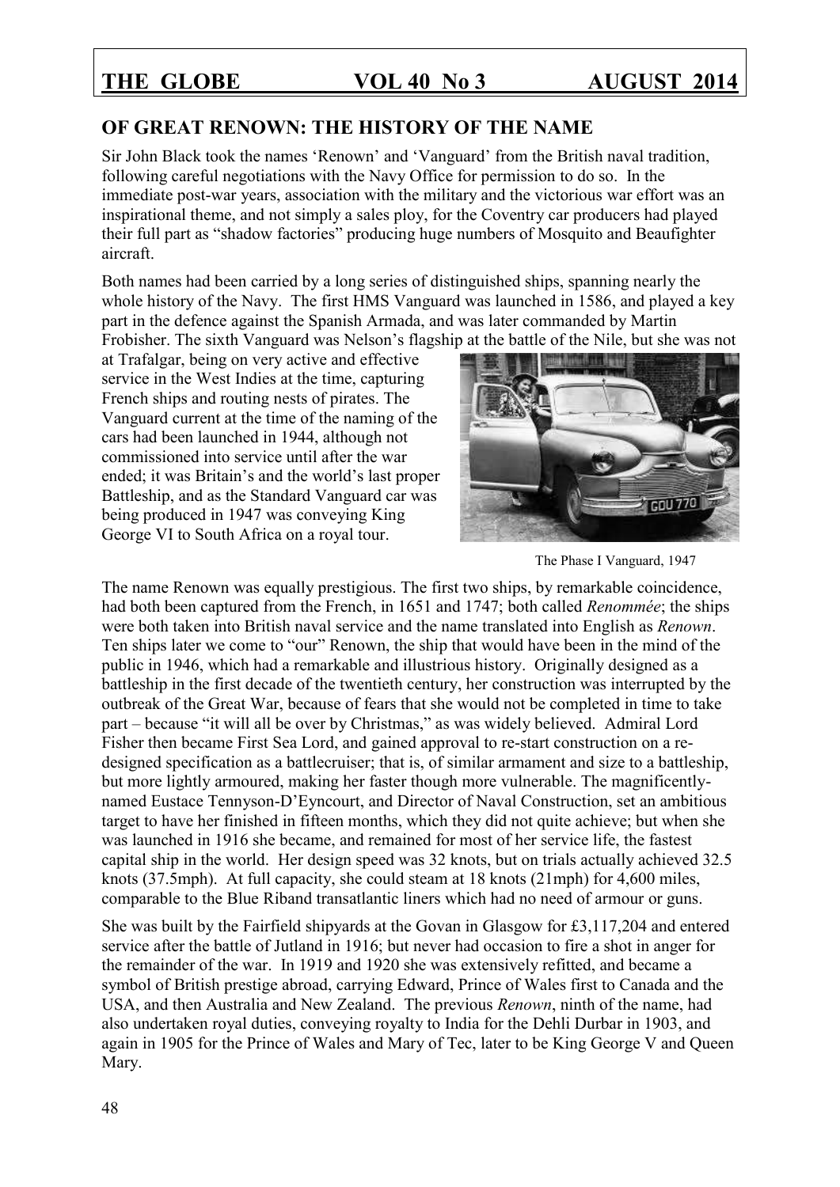## OF GREAT RENOWN: THE HISTORY OF THE NAME

Sir John Black took the names 'Renown' and 'Vanguard' from the British naval tradition, following careful negotiations with the Navy Office for permission to do so. In the immediate post-war years, association with the military and the victorious war effort was an inspirational theme, and not simply a sales ploy, for the Coventry car producers had played their full part as "shadow factories" producing huge numbers of Mosquito and Beaufighter aircraft.

Both names had been carried by a long series of distinguished ships, spanning nearly the whole history of the Navy. The first HMS Vanguard was launched in 1586, and played a key part in the defence against the Spanish Armada, and was later commanded by Martin Frobisher. The sixth Vanguard was Nelson's flagship at the battle of the Nile, but she was not at Trafalgar, being on very active and effective service in the West Indies at the time, capturing French ships and routing nests of pirates. The Vanguard current at the time of the naming of the cars had been launched in 1944, although not commissioned into service until after the war ended; it was Britain's and the world's last proper Battleship, and as the Standard Vanguard car was being produced in 1947 was conveying King George VI to South Africa on a royal tour.

The Phase I Vanguard, 1947

The name Renown was equally prestigious. The first two ships, by remarkable coincidence, had both been captured from the French, in 1651 and 1747; both called *Renommée*; the ships were both taken into British naval service and the name translated into English as *Renown*. Ten ships later we come to "our" Renown, the ship that would have been in the mind of the public in 1946, which had a remarkable and illustrious history. Originally designed as a battleship in the first decade of the twentieth century, her construction was interrupted by the outbreak of the Great War, because of fears that she would not be completed in time to take part – because "it will all be over by Christmas," as was widely believed. Admiral Lord Fisher then became First Sea Lord, and gained approval to re-start construction on a re-designed specification as a battlecruiser; that is, of similar armament and size to a battleship, but more lightly armoured, making her faster though more vulnerable. The magnificently-named Eustace Tennyson-D'Eyncourt, and Director of Naval Construction, set an ambitious target to have her finished in fifteen months, which they did not quite achieve; but when she was launched in 1916 she became, and remained for most of her service life, the fastest capital ship in the world. Her design speed was 32 knots, but on trials actually achieved 32.5 knots (37.5mph). At full capacity, she could steam at 18 knots (21mph) for 4,600 miles, comparable to the Blue Riband transatlantic liners which had no need of armour or guns.

She was built by the Fairfield shipyards at the Govan in Glasgow for £3,117,204 and entered service after the battle of Jutland in 1916; but never had occasion to fire a shot in anger for the remainder of the war. In 1919 and 1920 she was extensively refitted, and became a symbol of British prestige abroad, carrying Edward, Prince of Wales first to Canada and the USA, and then Australia and New Zealand. The previous *Renown*, ninth of the name, had also undertaken royal duties, conveying royalty to India for the Dehli Durbar in 1903, and again in 1905 for the Prince of Wales and Mary of Tec, later to be King George V and Queen Mary.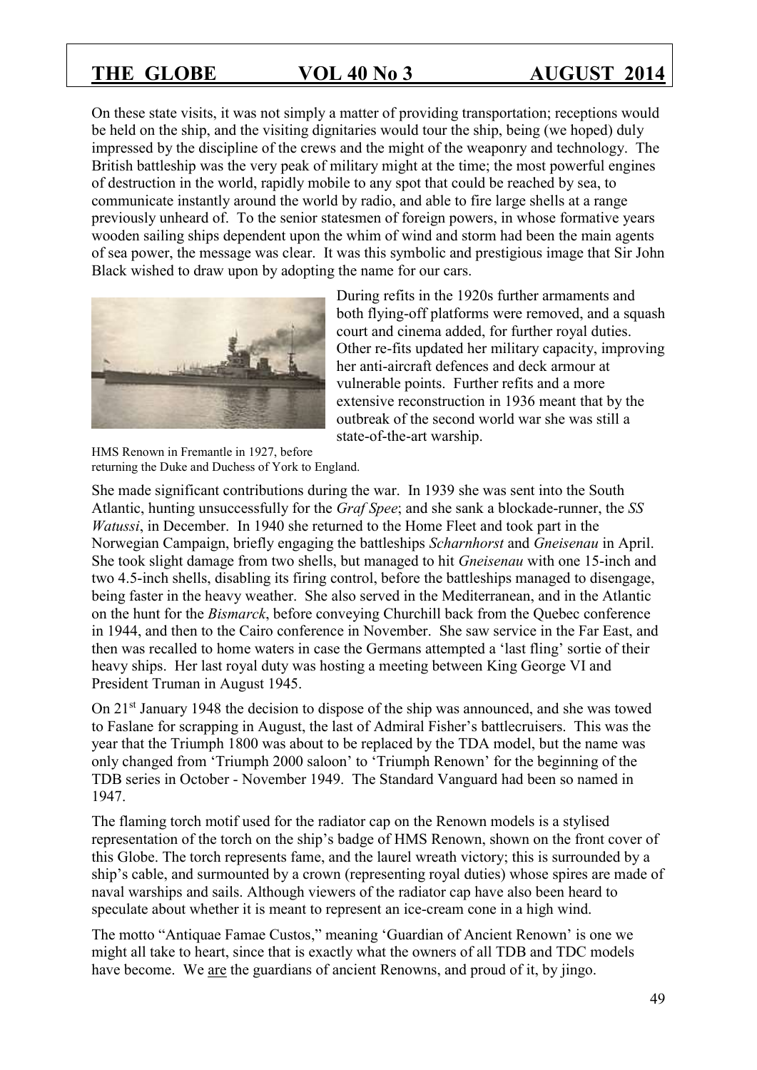On these state visits, it was not simply a matter of providing transportation; receptions would be held on the ship, and the visiting dignitaries would tour the ship, being (we hoped) duly impressed by the discipline of the crews and the might of the weaponry and technology. The British battleship was the very peak of military might at the time; the most powerful engines of destruction in the world, rapidly mobile to any spot that could be reached by sea, to communicate instantly around the world by radio, and able to fire large shells at a range previously unheard of. To the senior statesmen of foreign powers, in whose formative years wooden sailing ships dependent upon the whim of wind and storm had been the main agents of sea power, the message was clear. It was this symbolic and prestigious image that Sir John Black wished to draw upon by adopting the name for our cars.

During refits in the 1920s further armaments and both flying-off platforms were removed, and a squash court and cinema added, for further royal duties. Other re-fits updated her military capacity, improving her anti-aircraft defences and deck armour at vulnerable points. Further refits and a more extensive reconstruction in 1936 meant that by the outbreak of the second world war she was still a state-of-the-art warship.

HMS Renown in Fremantle in 1927, before returning the Duke and Duchess of York to England.

She made significant contributions during the war. In 1939 she was sent into the South Atlantic, hunting unsuccessfully for the *Graf Spee*; and she sank a blockade-runner, the *SS Watussi*, in December. In 1940 she returned to the Home Fleet and took part in the Norwegian Campaign, briefly engaging the battleships *Scharnhorst* and *Gneisenau* in April. She took slight damage from two shells, but managed to hit *Gneisenau* with one 15-inch and two 4.5-inch shells, disabling its firing control, before the battleships managed to disengage, being faster in the heavy weather. She also served in the Mediterranean, and in the Atlantic on the hunt for the *Bismarck*, before conveying Churchill back from the Quebec conference in 1944, and then to the Cairo conference in November. She saw service in the Far East, and then was recalled to home waters in case the Germans attempted a 'last fling' sortie of their heavy ships. Her last royal duty was hosting a meeting between King George VI and President Truman in August 1945.

On 21st January 1948 the decision to dispose of the ship was announced, and she was towed to Faslane for scrapping in August, the last of Admiral Fisher's battlecruisers. This was the year that the Triumph 1800 was about to be replaced by the TDA model, but the name was only changed from 'Triumph 2000 saloon' to 'Triumph Renown' for the beginning of the TDB series in October - November 1949. The Standard Vanguard had been so named in 1947.

The flaming torch motif used for the radiator cap on the Renown models is a stylised representation of the torch on the ship's badge of HMS Renown, shown on the front cover of this Globe. The torch represents fame, and the laurel wreath victory; this is surrounded by a ship's cable, and surmounted by a crown (representing royal duties) whose spires are made of naval warships and sails. Although viewers of the radiator cap have also been heard to speculate about whether it is meant to represent an ice-cream cone in a high wind.

The motto "Antiquae Famae Custos," meaning 'Guardian of Ancient Renown' is one we might all take to heart, since that is exactly what the owners of all TDB and TDC models have become. We are the guardians of ancient Renowns, and proud of it, by jingo.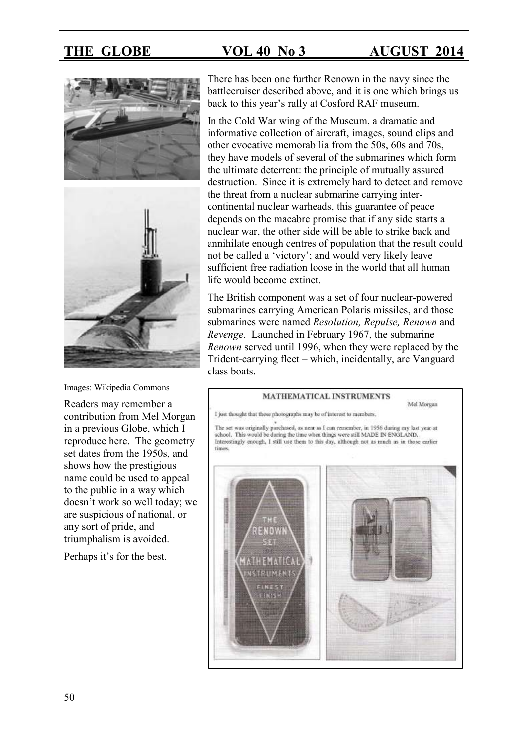There has been one further Renown in the navy since the battlecruiser described above, and it is one which brings us back to this year's rally at Cosford RAF museum.

In the Cold War wing of the Museum, a dramatic and informative collection of aircraft, images, sound clips and other evocative memorabilia from the 50s, 60s and 70s, they have models of several of the submarines which form the ultimate deterrent: the principle of mutually assured destruction. Since it is extremely hard to detect and remove the threat from a nuclear submarine carrying inter-continental nuclear warheads, this guarantee of peace depends on the macabre promise that if any side starts a nuclear war, the other side will be able to strike back and annihilate enough centres of population that the result could not be called a 'victory'; and would very likely leave sufficient free radiation loose in the world that all human life would become extinct.

The British component was a set of four nuclear-powered submarines carrying American Polaris missiles, and those submarines were named *Resolution, Repulse, Renown* and *Revenge*. Launched in February 1967, the submarine *Renown* served until 1996, when they were replaced by the Trident-carrying fleet – which, incidentally, are Vanguard class boats.

Images: Wikipedia Commons

Readers may remember a contribution from Mel Morgan in a previous Globe, which I reproduce here. The geometry set dates from the 1950s, and shows how the prestigious name could be used to appeal to the public in a way which doesn't work so well today; we are suspicious of national, or any sort of pride, and triumphalism is avoided.

Perhaps it's for the best.

## MATHEMATICAL INSTRUMENTS

Mel Morgan

I just thought that these photographs may be of interest to members.

The set was originally purchased, as near as I can remember, in 1956 during my last year at school. This would be during the time when things were still MADE IN ENGLAND. Interestingly enough, I still use them to this day, although not as much as in those earlier times.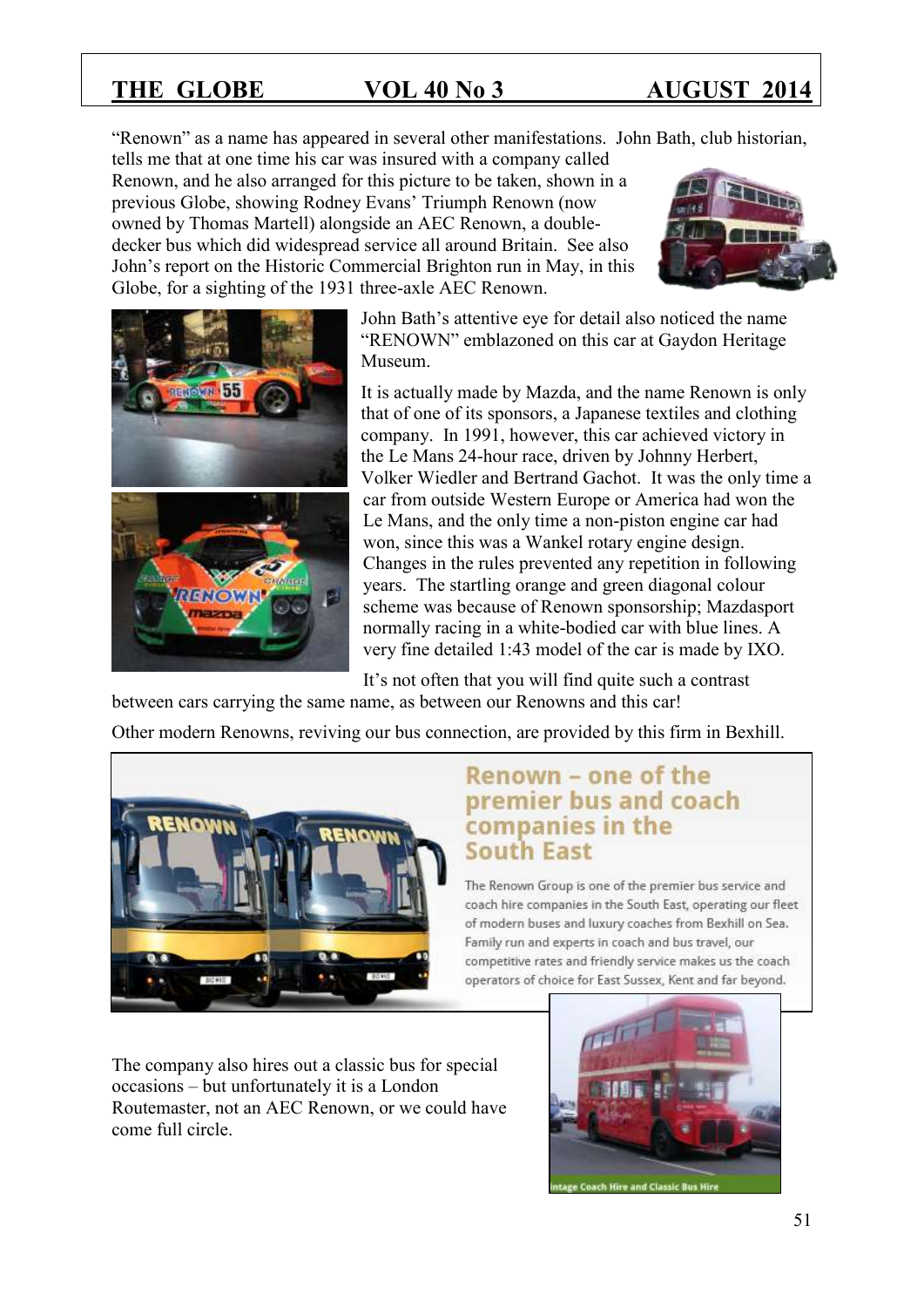"Renown" as a name has appeared in several other manifestations. John Bath, club historian, tells me that at one time his car was insured with a company called Renown, and he also arranged for this picture to be taken, shown in a previous Globe, showing Rodney Evans' Triumph Renown (now owned by Thomas Martell) alongside an AEC Renown, a double-decker bus which did widespread service all around Britain. See also John's report on the Historic Commercial Brighton run in May, in this Globe, for a sighting of the 1931 three-axle AEC Renown.

John Bath's attentive eye for detail also noticed the name "RENOWN" emblazoned on this car at Gaydon Heritage Museum.

It is actually made by Mazda, and the name Renown is only that of one of its sponsors, a Japanese textiles and clothing company. In 1991, however, this car achieved victory in the Le Mans 24-hour race, driven by Johnny Herbert, Volker Wiedler and Bertrand Gachot. It was the only time a car from outside Western Europe or America had won the Le Mans, and the only time a non-piston engine car had won, since this was a Wankel rotary engine design. Changes in the rules prevented any repetition in following years. The startling orange and green diagonal colour scheme was because of Renown sponsorship; Mazdasport normally racing in a white-bodied car with blue lines. A very fine detailed 1:43 model of the car is made by IXO.

It's not often that you will find quite such a contrast between cars carrying the same name, as between our Renowns and this car!

Other modern Renowns, reviving our bus connection, are provided by this firm in Bexhill.

**Renown – one of the premier bus and coach companies in the South East**

The Renown Group is one of the premier bus service and coach hire companies in the South East, operating our fleet of modern buses and luxury coaches from Bexhill on Sea. Family run and experts in coach and bus travel, our competitive rates and friendly service makes us the coach operators of choice for East Sussex, Kent and far beyond.

The company also hires out a classic bus for special occasions – but unfortunately it is a London Routemaster, not an AEC Renown, or we could have come full circle.

Vintage Coach Hire and Classic Bus Hire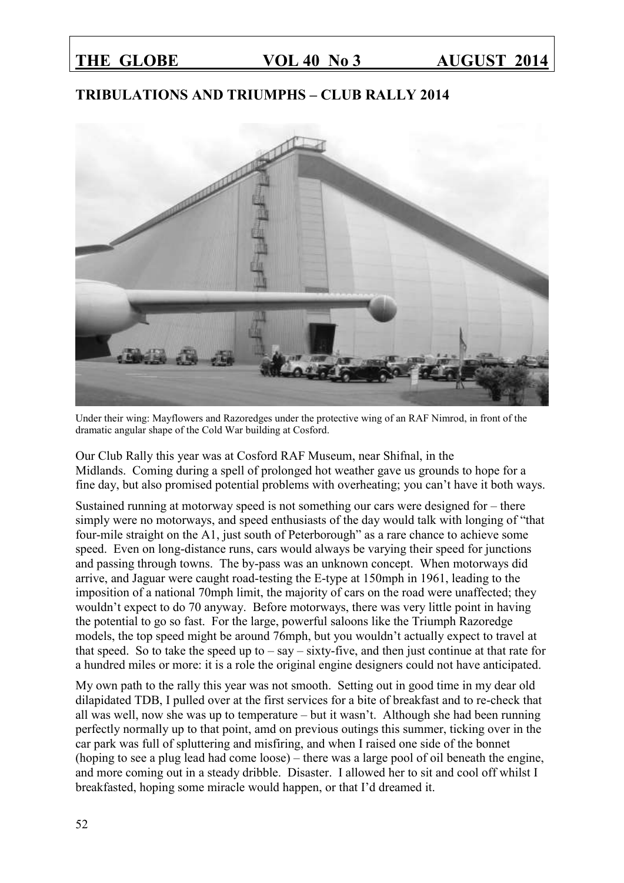## TRIBULATIONS AND TRIUMPHS – CLUB RALLY 2014

Under their wing: Mayflowers and Razoredges under the protective wing of an RAF Nimrod, in front of the dramatic angular shape of the Cold War building at Cosford.

Our Club Rally this year was at Cosford RAF Museum, near Shifnal, in the Midlands. Coming during a spell of prolonged hot weather gave us grounds to hope for a fine day, but also promised potential problems with overheating; you can't have it both ways.

Sustained running at motorway speed is not something our cars were designed for – there simply were no motorways, and speed enthusiasts of the day would talk with longing of "that four-mile straight on the A1, just south of Peterborough" as a rare chance to achieve some speed. Even on long-distance runs, cars would always be varying their speed for junctions and passing through towns. The by-pass was an unknown concept. When motorways did arrive, and Jaguar were caught road-testing the E-type at 150mph in 1961, leading to the imposition of a national 70mph limit, the majority of cars on the road were unaffected; they wouldn't expect to do 70 anyway. Before motorways, there was very little point in having the potential to go so fast. For the large, powerful saloons like the Triumph Razoredge models, the top speed might be around 76mph, but you wouldn't actually expect to travel at that speed. So to take the speed up to – say – sixty-five, and then just continue at that rate for a hundred miles or more: it is a role the original engine designers could not have anticipated.

My own path to the rally this year was not smooth. Setting out in good time in my dear old dilapidated TDB, I pulled over at the first services for a bite of breakfast and to re-check that all was well, now she was up to temperature – but it wasn't. Although she had been running perfectly normally up to that point, amd on previous outings this summer, ticking over in the car park was full of spluttering and misfiring, and when I raised one side of the bonnet (hoping to see a plug lead had come loose) – there was a large pool of oil beneath the engine, and more coming out in a steady dribble. Disaster. I allowed her to sit and cool off whilst I breakfasted, hoping some miracle would happen, or that I'd dreamed it.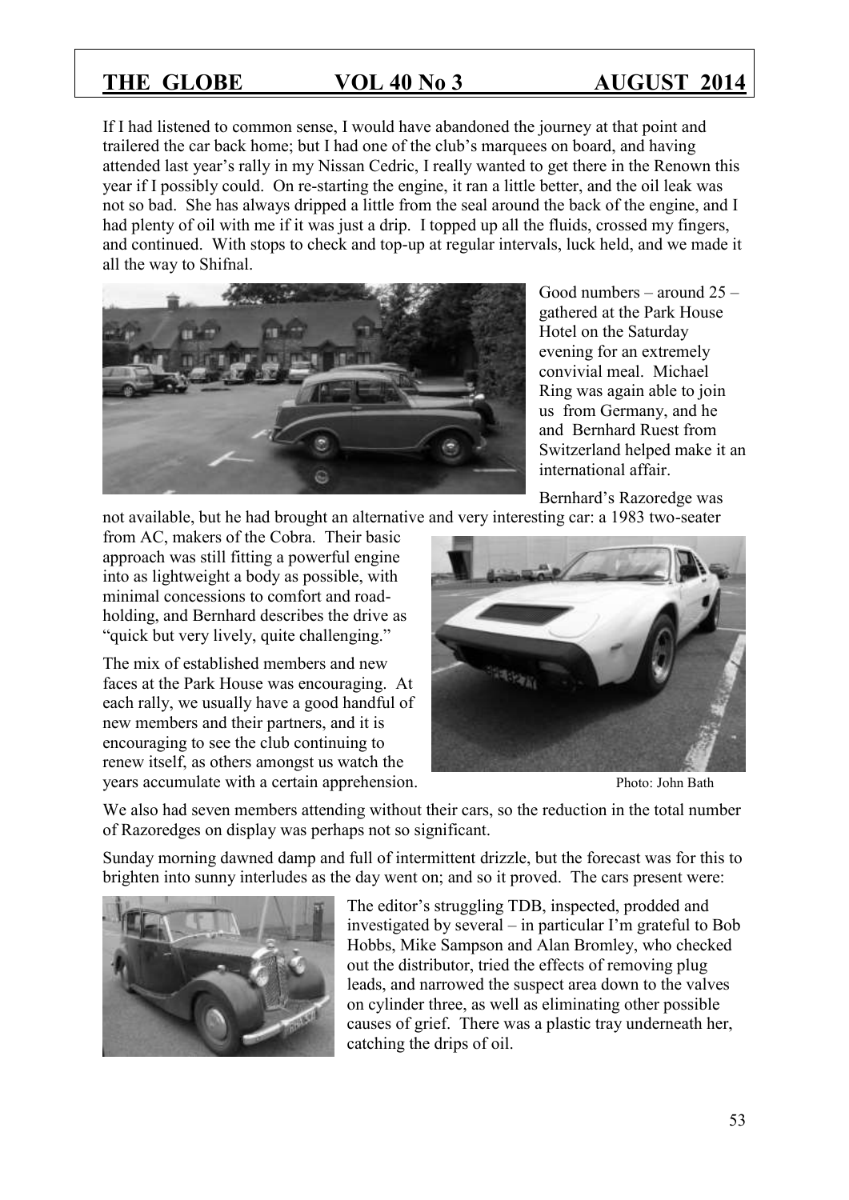If I had listened to common sense, I would have abandoned the journey at that point and trailered the car back home; but I had one of the club's marquees on board, and having attended last year's rally in my Nissan Cedric, I really wanted to get there in the Renown this year if I possibly could. On re-starting the engine, it ran a little better, and the oil leak was not so bad. She has always dripped a little from the seal around the back of the engine, and I had plenty of oil with me if it was just a drip. I topped up all the fluids, crossed my fingers, and continued. With stops to check and top-up at regular intervals, luck held, and we made it all the way to Shifnal.

Good numbers – around 25 – gathered at the Park House Hotel on the Saturday evening for an extremely convivial meal. Michael Ring was again able to join us from Germany, and he and Bernhard Ruest from Switzerland helped make it an international affair.

Bernhard's Razoredge was not available, but he had brought an alternative and very interesting car: a 1983 two-seater from AC, makers of the Cobra. Their basic approach was still fitting a powerful engine into as lightweight a body as possible, with minimal concessions to comfort and road-holding, and Bernhard describes the drive as "quick but very lively, quite challenging."

The mix of established members and new faces at the Park House was encouraging. At each rally, we usually have a good handful of new members and their partners, and it is encouraging to see the club continuing to renew itself, as others amongst us watch the years accumulate with a certain apprehension.

Photo: John Bath

We also had seven members attending without their cars, so the reduction in the total number of Razoredges on display was perhaps not so significant.

Sunday morning dawned damp and full of intermittent drizzle, but the forecast was for this to brighten into sunny interludes as the day went on; and so it proved. The cars present were:

The editor's struggling TDB, inspected, prodded and investigated by several – in particular I'm grateful to Bob Hobbs, Mike Sampson and Alan Bromley, who checked out the distributor, tried the effects of removing plug leads, and narrowed the suspect area down to the valves on cylinder three, as well as eliminating other possible causes of grief. There was a plastic tray underneath her, catching the drips of oil.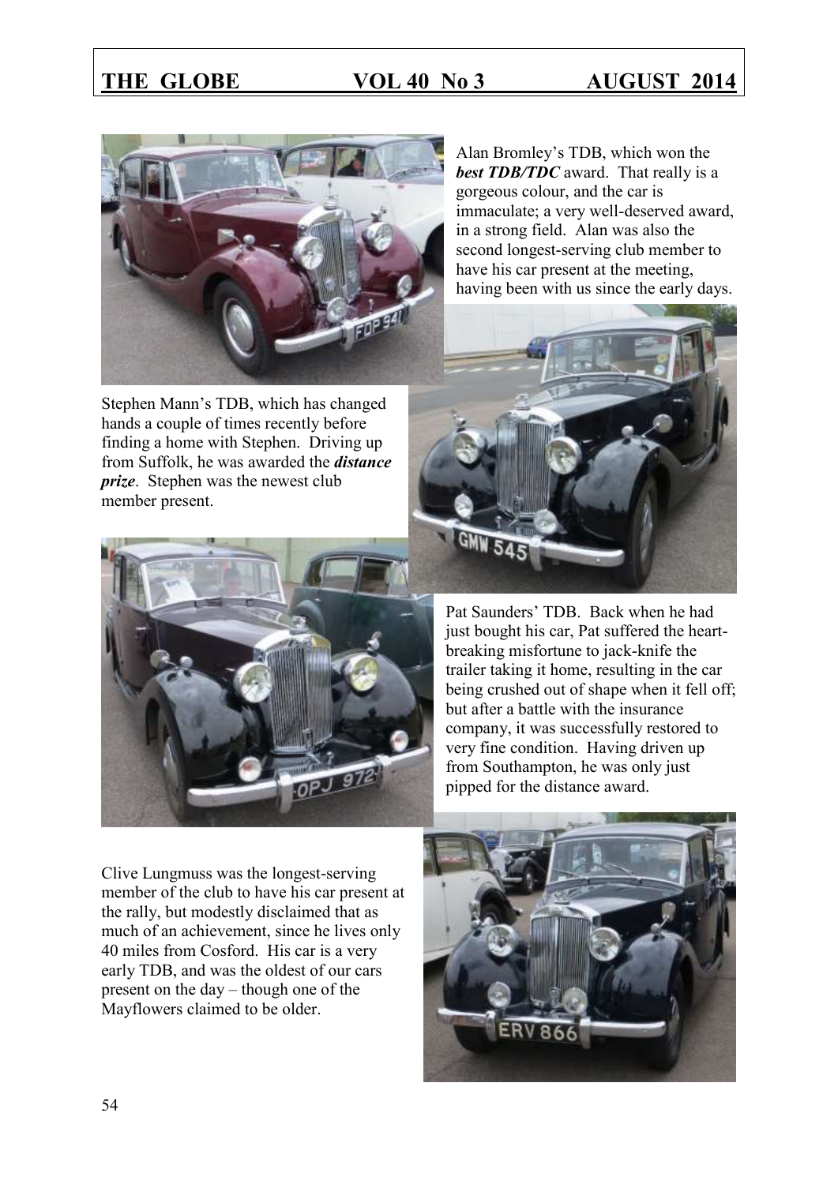Alan Bromley's TDB, which won the ***best TDB/TDC*** award. That really is a gorgeous colour, and the car is immaculate; a very well-deserved award, in a strong field. Alan was also the second longest-serving club member to have his car present at the meeting, having been with us since the early days.

Stephen Mann's TDB, which has changed hands a couple of times recently before finding a home with Stephen. Driving up from Suffolk, he was awarded the ***distance prize***. Stephen was the newest club member present.

Pat Saunders' TDB. Back when he had just bought his car, Pat suffered the heart-breaking misfortune to jack-knife the trailer taking it home, resulting in the car being crushed out of shape when it fell off; but after a battle with the insurance company, it was successfully restored to very fine condition. Having driven up from Southampton, he was only just pipped for the distance award.

Clive Lungmuss was the longest-serving member of the club to have his car present at the rally, but modestly disclaimed that as much of an achievement, since he lives only 40 miles from Cosford. His car is a very early TDB, and was the oldest of our cars present on the day – though one of the Mayflowers claimed to be older.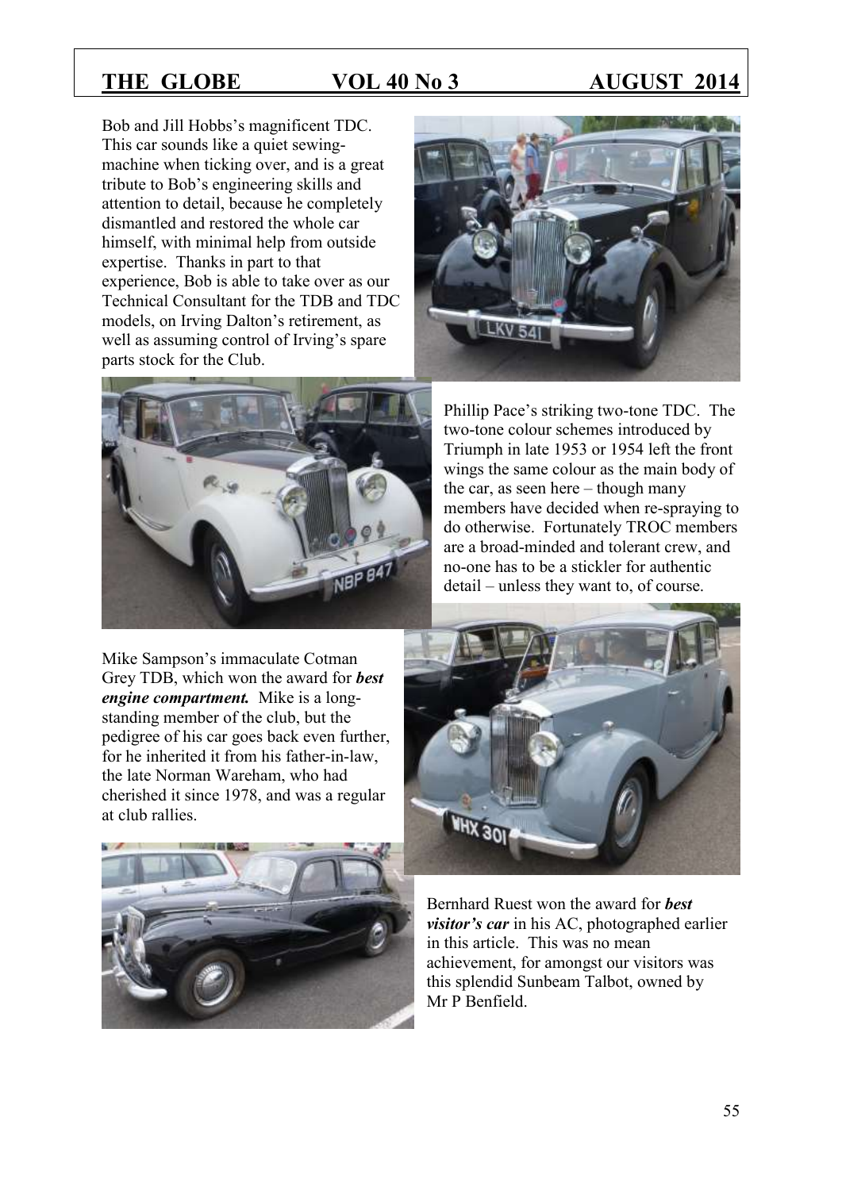Bob and Jill Hobbs's magnificent TDC. This car sounds like a quiet sewing-machine when ticking over, and is a great tribute to Bob's engineering skills and attention to detail, because he completely dismantled and restored the whole car himself, with minimal help from outside expertise. Thanks in part to that experience, Bob is able to take over as our Technical Consultant for the TDB and TDC models, on Irving Dalton's retirement, as well as assuming control of Irving's spare parts stock for the Club.

Phillip Pace's striking two-tone TDC. The two-tone colour schemes introduced by Triumph in late 1953 or 1954 left the front wings the same colour as the main body of the car, as seen here – though many members have decided when re-spraying to do otherwise. Fortunately TROC members are a broad-minded and tolerant crew, and no-one has to be a stickler for authentic detail – unless they want to, of course.

Mike Sampson's immaculate Cotman Grey TDB, which won the award for ***best engine compartment.*** Mike is a long-standing member of the club, but the pedigree of his car goes back even further, for he inherited it from his father-in-law, the late Norman Wareham, who had cherished it since 1978, and was a regular at club rallies.

Bernhard Ruest won the award for ***best visitor's car*** in his AC, photographed earlier in this article. This was no mean achievement, for amongst our visitors was this splendid Sunbeam Talbot, owned by Mr P Benfield.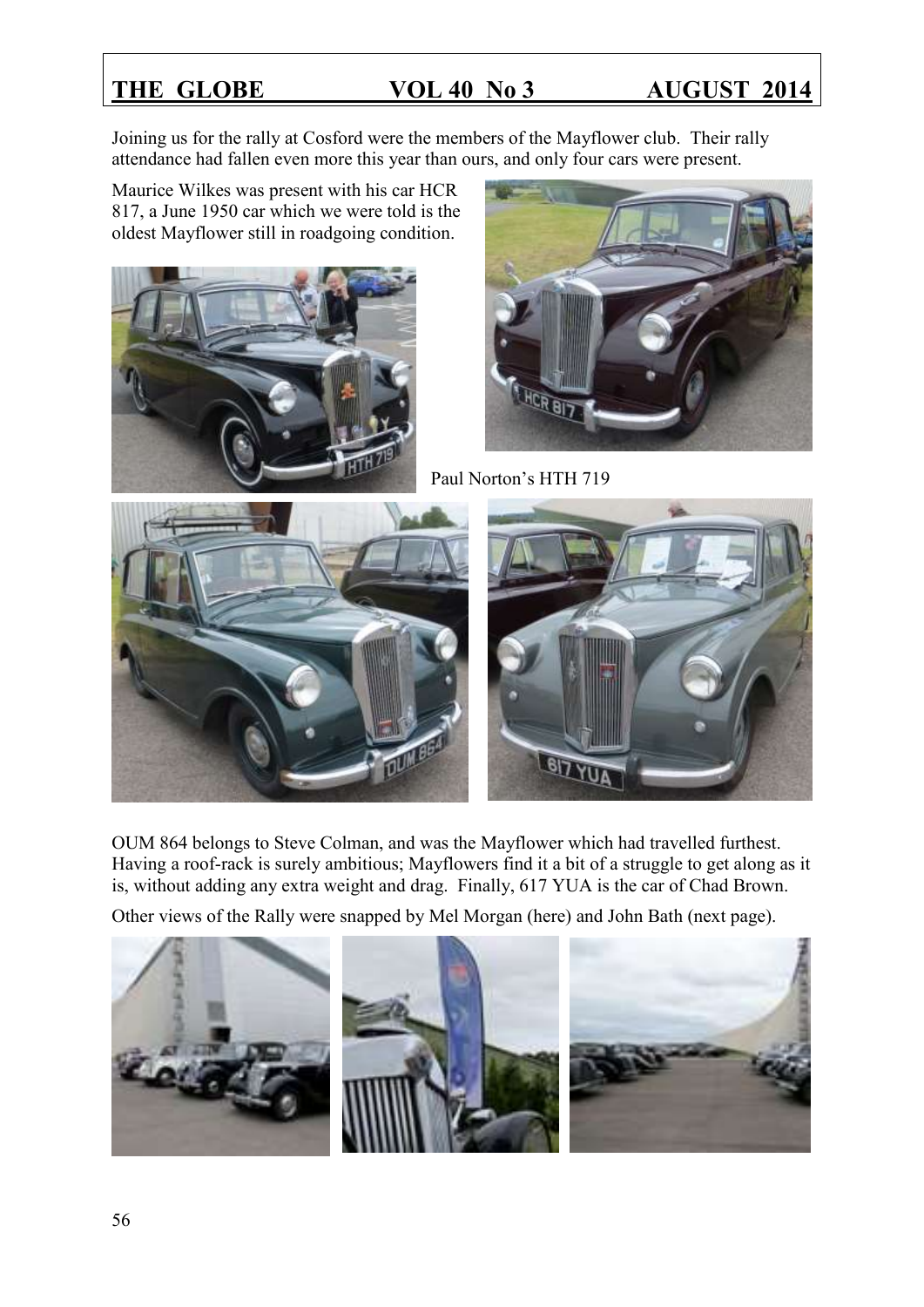Joining us for the rally at Cosford were the members of the Mayflower club. Their rally attendance had fallen even more this year than ours, and only four cars were present.

Maurice Wilkes was present with his car HCR 817, a June 1950 car which we were told is the oldest Mayflower still in roadgoing condition.

Paul Norton's HTH 719

OUM 864 belongs to Steve Colman, and was the Mayflower which had travelled furthest. Having a roof-rack is surely ambitious; Mayflowers find it a bit of a struggle to get along as it is, without adding any extra weight and drag. Finally, 617 YUA is the car of Chad Brown.

Other views of the Rally were snapped by Mel Morgan (here) and John Bath (next page).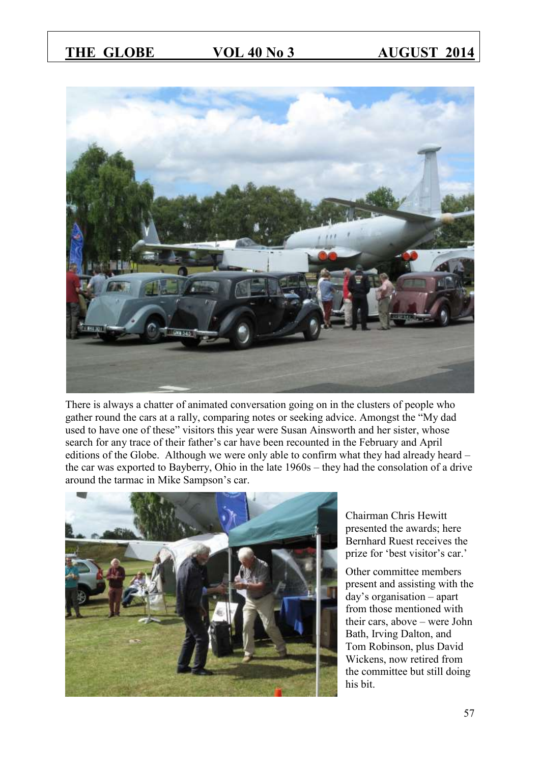There is always a chatter of animated conversation going on in the clusters of people who gather round the cars at a rally, comparing notes or seeking advice. Amongst the "My dad used to have one of these" visitors this year were Susan Ainsworth and her sister, whose search for any trace of their father's car have been recounted in the February and April editions of the Globe. Although we were only able to confirm what they had already heard – the car was exported to Bayberry, Ohio in the late 1960s – they had the consolation of a drive around the tarmac in Mike Sampson's car.

Chairman Chris Hewitt presented the awards; here Bernhard Ruest receives the prize for 'best visitor's car.'

Other committee members present and assisting with the day's organisation – apart from those mentioned with their cars, above – were John Bath, Irving Dalton, and Tom Robinson, plus David Wickens, now retired from the committee but still doing his bit.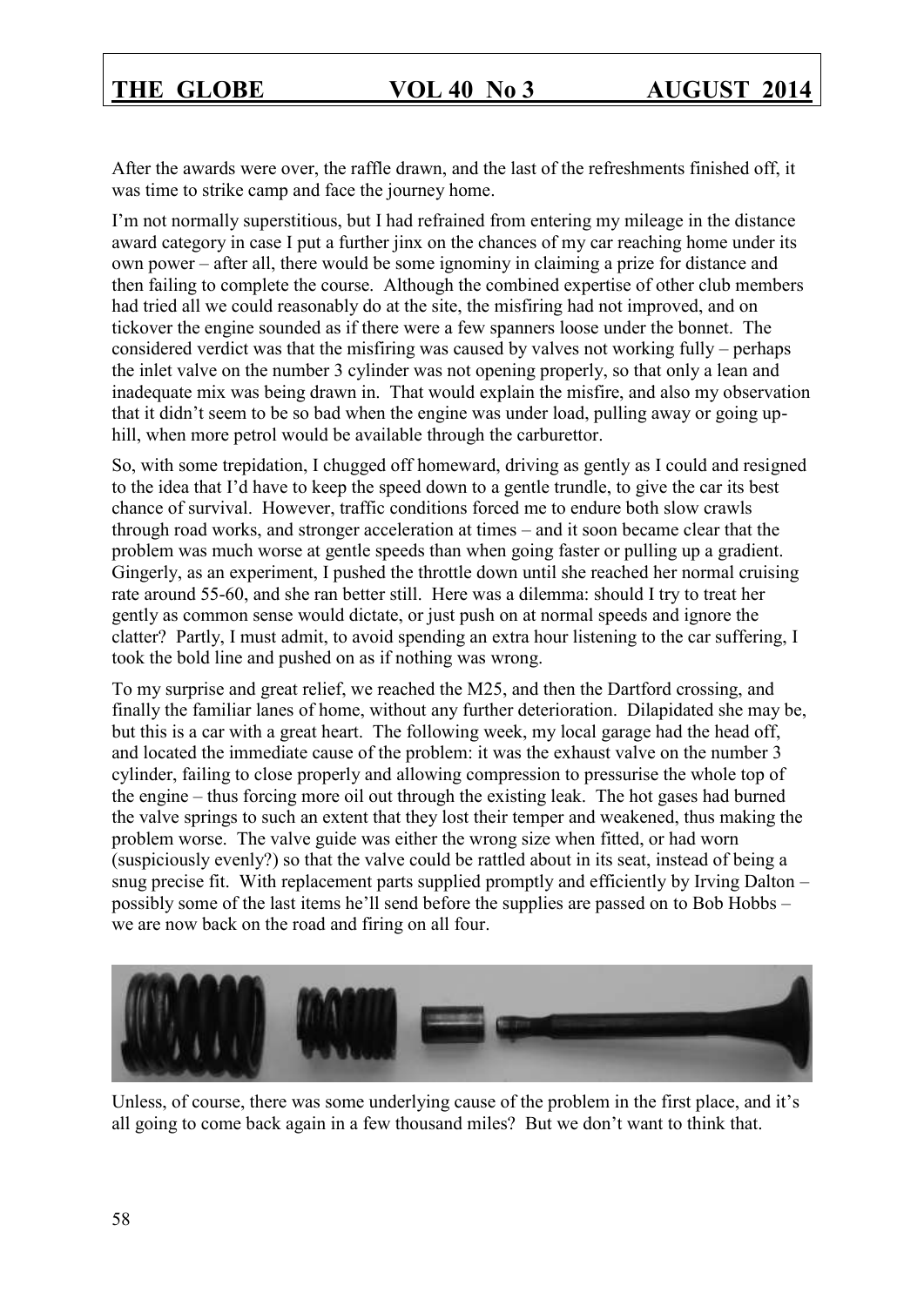After the awards were over, the raffle drawn, and the last of the refreshments finished off, it was time to strike camp and face the journey home.

I'm not normally superstitious, but I had refrained from entering my mileage in the distance award category in case I put a further jinx on the chances of my car reaching home under its own power – after all, there would be some ignominy in claiming a prize for distance and then failing to complete the course. Although the combined expertise of other club members had tried all we could reasonably do at the site, the misfiring had not improved, and on tickover the engine sounded as if there were a few spanners loose under the bonnet. The considered verdict was that the misfiring was caused by valves not working fully – perhaps the inlet valve on the number 3 cylinder was not opening properly, so that only a lean and inadequate mix was being drawn in. That would explain the misfire, and also my observation that it didn't seem to be so bad when the engine was under load, pulling away or going up-hill, when more petrol would be available through the carburettor.

So, with some trepidation, I chugged off homeward, driving as gently as I could and resigned to the idea that I'd have to keep the speed down to a gentle trundle, to give the car its best chance of survival. However, traffic conditions forced me to endure both slow crawls through road works, and stronger acceleration at times – and it soon became clear that the problem was much worse at gentle speeds than when going faster or pulling up a gradient. Gingerly, as an experiment, I pushed the throttle down until she reached her normal cruising rate around 55-60, and she ran better still. Here was a dilemma: should I try to treat her gently as common sense would dictate, or just push on at normal speeds and ignore the clatter? Partly, I must admit, to avoid spending an extra hour listening to the car suffering, I took the bold line and pushed on as if nothing was wrong.

To my surprise and great relief, we reached the M25, and then the Dartford crossing, and finally the familiar lanes of home, without any further deterioration. Dilapidated she may be, but this is a car with a great heart. The following week, my local garage had the head off, and located the immediate cause of the problem: it was the exhaust valve on the number 3 cylinder, failing to close properly and allowing compression to pressurise the whole top of the engine – thus forcing more oil out through the existing leak. The hot gases had burned the valve springs to such an extent that they lost their temper and weakened, thus making the problem worse. The valve guide was either the wrong size when fitted, or had worn (suspiciously evenly?) so that the valve could be rattled about in its seat, instead of being a snug precise fit. With replacement parts supplied promptly and efficiently by Irving Dalton – possibly some of the last items he'll send before the supplies are passed on to Bob Hobbs – we are now back on the road and firing on all four.

Unless, of course, there was some underlying cause of the problem in the first place, and it's all going to come back again in a few thousand miles? But we don't want to think that.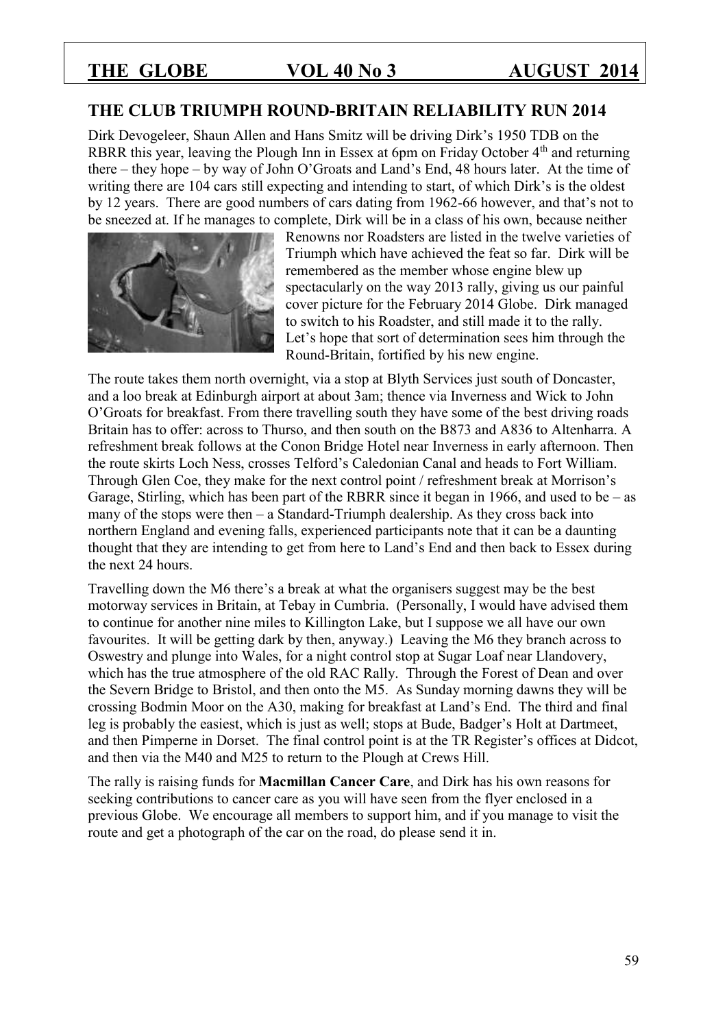## THE CLUB TRIUMPH ROUND-BRITAIN RELIABILITY RUN 2014

Dirk Devogeleer, Shaun Allen and Hans Smitz will be driving Dirk's 1950 TDB on the RBRR this year, leaving the Plough Inn in Essex at 6pm on Friday October 4th and returning there – they hope – by way of John O'Groats and Land's End, 48 hours later. At the time of writing there are 104 cars still expecting and intending to start, of which Dirk's is the oldest by 12 years. There are good numbers of cars dating from 1962-66 however, and that's not to be sneezed at. If he manages to complete, Dirk will be in a class of his own, because neither Renowns nor Roadsters are listed in the twelve varieties of Triumph which have achieved the feat so far. Dirk will be remembered as the member whose engine blew up spectacularly on the way 2013 rally, giving us our painful cover picture for the February 2014 Globe. Dirk managed to switch to his Roadster, and still made it to the rally. Let's hope that sort of determination sees him through the Round-Britain, fortified by his new engine.

The route takes them north overnight, via a stop at Blyth Services just south of Doncaster, and a loo break at Edinburgh airport at about 3am; thence via Inverness and Wick to John O'Groats for breakfast. From there travelling south they have some of the best driving roads Britain has to offer: across to Thurso, and then south on the B873 and A836 to Altenharra. A refreshment break follows at the Conon Bridge Hotel near Inverness in early afternoon. Then the route skirts Loch Ness, crosses Telford's Caledonian Canal and heads to Fort William. Through Glen Coe, they make for the next control point / refreshment break at Morrison's Garage, Stirling, which has been part of the RBRR since it began in 1966, and used to be – as many of the stops were then – a Standard-Triumph dealership. As they cross back into northern England and evening falls, experienced participants note that it can be a daunting thought that they are intending to get from here to Land's End and then back to Essex during the next 24 hours.

Travelling down the M6 there's a break at what the organisers suggest may be the best motorway services in Britain, at Tebay in Cumbria. (Personally, I would have advised them to continue for another nine miles to Killington Lake, but I suppose we all have our own favourites. It will be getting dark by then, anyway.) Leaving the M6 they branch across to Oswestry and plunge into Wales, for a night control stop at Sugar Loaf near Llandovery, which has the true atmosphere of the old RAC Rally. Through the Forest of Dean and over the Severn Bridge to Bristol, and then onto the M5. As Sunday morning dawns they will be crossing Bodmin Moor on the A30, making for breakfast at Land's End. The third and final leg is probably the easiest, which is just as well; stops at Bude, Badger's Holt at Dartmeet, and then Pimperne in Dorset. The final control point is at the TR Register's offices at Didcot, and then via the M40 and M25 to return to the Plough at Crews Hill.

The rally is raising funds for **Macmillan Cancer Care**, and Dirk has his own reasons for seeking contributions to cancer care as you will have seen from the flyer enclosed in a previous Globe. We encourage all members to support him, and if you manage to visit the route and get a photograph of the car on the road, do please send it in.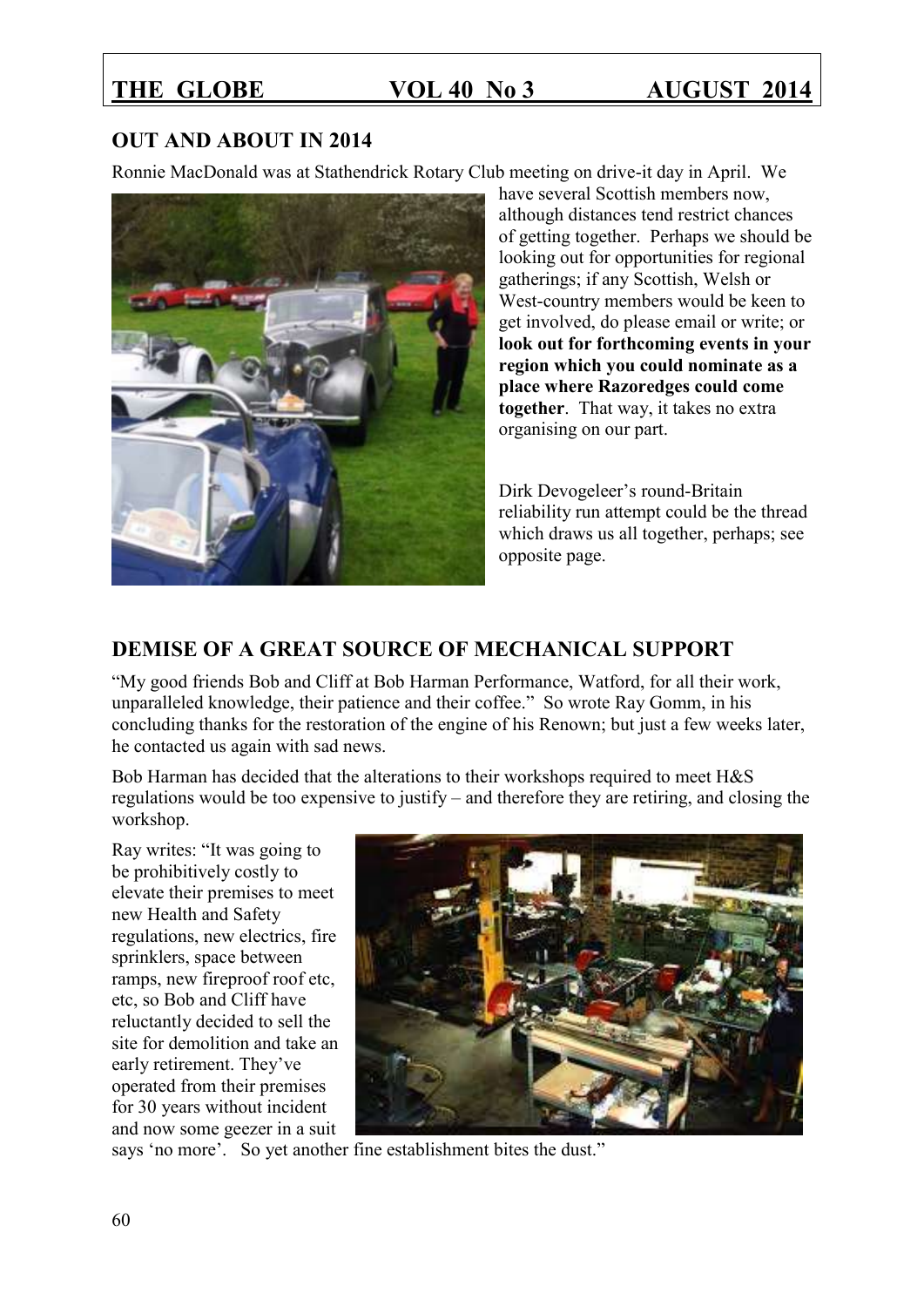## OUT AND ABOUT IN 2014

Ronnie MacDonald was at Stathendrick Rotary Club meeting on drive-it day in April. We have several Scottish members now, although distances tend restrict chances of getting together. Perhaps we should be looking out for opportunities for regional gatherings; if any Scottish, Welsh or West-country members would be keen to get involved, do please email or write; or **look out for forthcoming events in your region which you could nominate as a place where Razoredges could come together**. That way, it takes no extra organising on our part.

Dirk Devogeleer's round-Britain reliability run attempt could be the thread which draws us all together, perhaps; see opposite page.

## DEMISE OF A GREAT SOURCE OF MECHANICAL SUPPORT

"My good friends Bob and Cliff at Bob Harman Performance, Watford, for all their work, unparalleled knowledge, their patience and their coffee." So wrote Ray Gomm, in his concluding thanks for the restoration of the engine of his Renown; but just a few weeks later, he contacted us again with sad news.

Bob Harman has decided that the alterations to their workshops required to meet H&S regulations would be too expensive to justify – and therefore they are retiring, and closing the workshop.

Ray writes: "It was going to be prohibitively costly to elevate their premises to meet new Health and Safety regulations, new electrics, fire sprinklers, space between ramps, new fireproof roof etc, etc, so Bob and Cliff have reluctantly decided to sell the site for demolition and take an early retirement. They've operated from their premises for 30 years without incident and now some geezer in a suit says 'no more'. So yet another fine establishment bites the dust."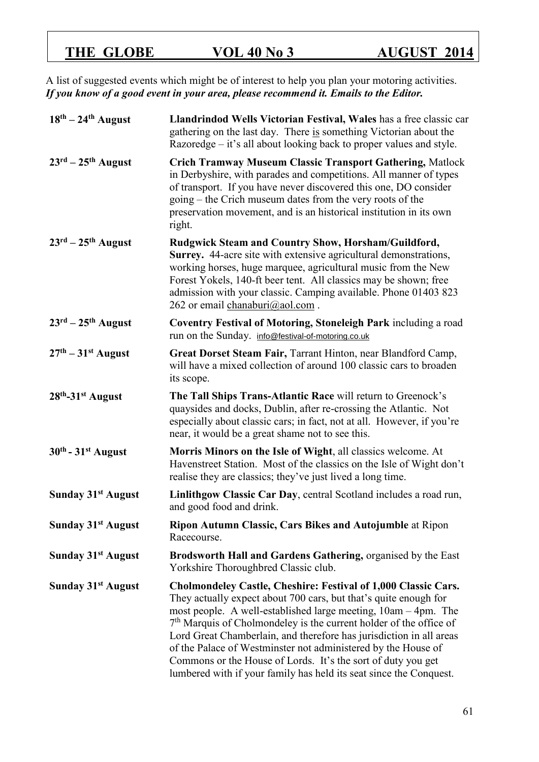A list of suggested events which might be of interest to help you plan your motoring activities. ***If you know of a good event in your area, please recommend it. Emails to the Editor.***

| | |
|---|---|
| **18th – 24th August** | **Llandrindod Wells Victorian Festival, Wales** has a free classic car gathering on the last day. There is something Victorian about the Razoredge – it's all about looking back to proper values and style. |
| **23rd – 25th August** | **Crich Tramway Museum Classic Transport Gathering,** Matlock in Derbyshire, with parades and competitions. All manner of types of transport. If you have never discovered this one, DO consider going – the Crich museum dates from the very roots of the preservation movement, and is an historical institution in its own right. |
| **23rd – 25th August** | **Rudgwick Steam and Country Show, Horsham/Guildford, Surrey.** 44-acre site with extensive agricultural demonstrations, working horses, huge marquee, agricultural music from the New Forest Yokels, 140-ft beer tent. All classics may be shown; free admission with your classic. Camping available. Phone 01403 823 262 or email chanaburi@aol.com . |
| **23rd – 25th August** | **Coventry Festival of Motoring, Stoneleigh Park** including a road run on the Sunday. info@festival-of-motoring.co.uk |
| **27th – 31st August** | **Great Dorset Steam Fair,** Tarrant Hinton, near Blandford Camp, will have a mixed collection of around 100 classic cars to broaden its scope. |
| **28th-31st August** | **The Tall Ships Trans-Atlantic Race** will return to Greenock's quaysides and docks, Dublin, after re-crossing the Atlantic. Not especially about classic cars; in fact, not at all. However, if you're near, it would be a great shame not to see this. |
| **30th - 31st August** | **Morris Minors on the Isle of Wight**, all classics welcome. At Havenstreet Station. Most of the classics on the Isle of Wight don't realise they are classics; they've just lived a long time. |
| **Sunday 31st August** | **Linlithgow Classic Car Day**, central Scotland includes a road run, and good food and drink. |
| **Sunday 31st August** | **Ripon Autumn Classic, Cars Bikes and Autojumble** at Ripon Racecourse. |
| **Sunday 31st August** | **Brodsworth Hall and Gardens Gathering,** organised by the East Yorkshire Thoroughbred Classic club. |
| **Sunday 31st August** | **Cholmondeley Castle, Cheshire: Festival of 1,000 Classic Cars.** They actually expect about 700 cars, but that's quite enough for most people. A well-established large meeting, 10am – 4pm. The 7th Marquis of Cholmondeley is the current holder of the office of Lord Great Chamberlain, and therefore has jurisdiction in all areas of the Palace of Westminster not administered by the House of Commons or the House of Lords. It's the sort of duty you get lumbered with if your family has held its seat since the Conquest. |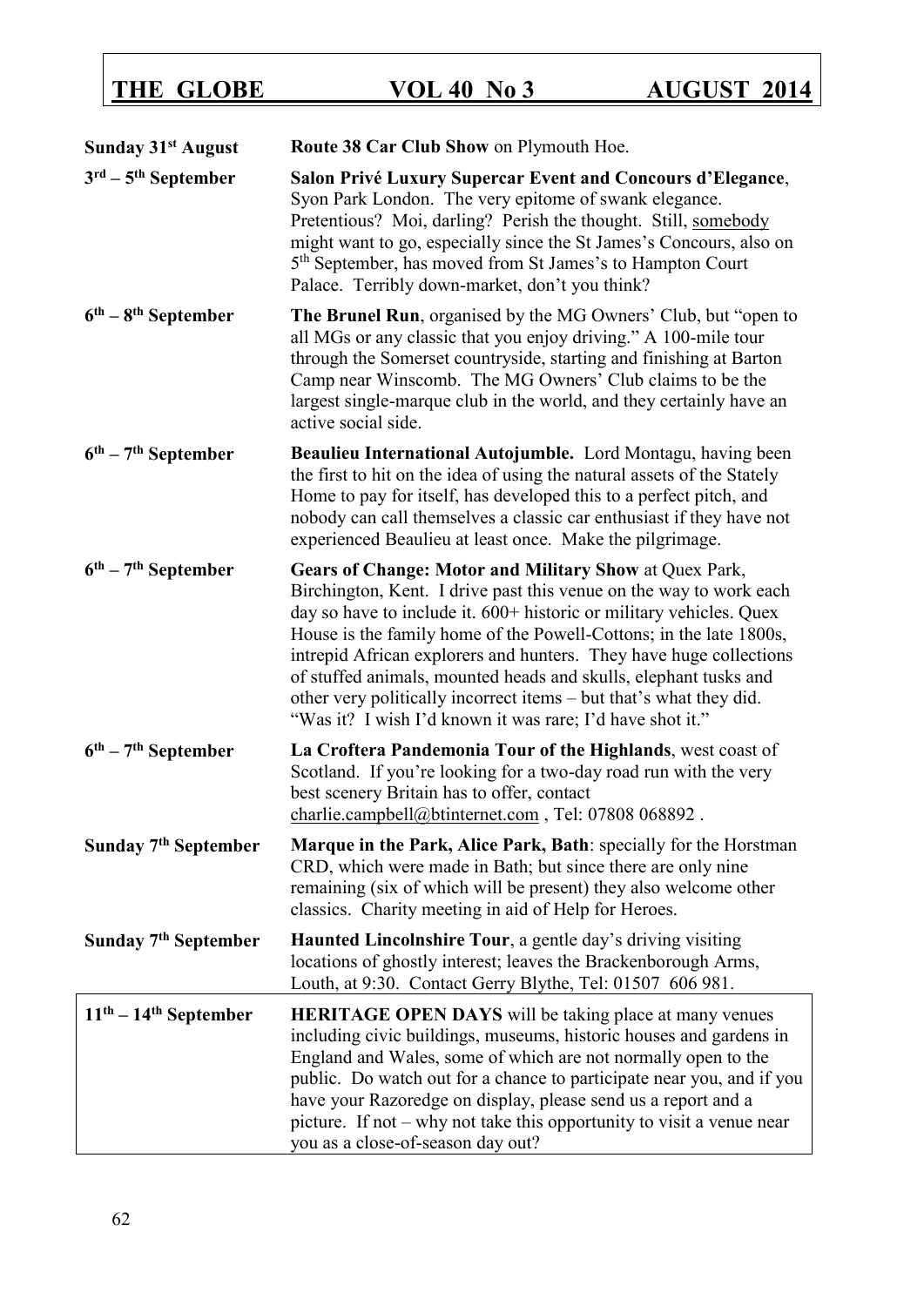| | |
|---|---|
| **Sunday 31st August** | **Route 38 Car Club Show** on Plymouth Hoe. |
| **3rd – 5th September** | **Salon Privé Luxury Supercar Event and Concours d'Elegance**, Syon Park London. The very epitome of swank elegance. Pretentious? Moi, darling? Perish the thought. Still, somebody might want to go, especially since the St James's Concours, also on 5th September, has moved from St James's to Hampton Court Palace. Terribly down-market, don't you think? |
| **6th – 8th September** | **The Brunel Run**, organised by the MG Owners' Club, but "open to all MGs or any classic that you enjoy driving." A 100-mile tour through the Somerset countryside, starting and finishing at Barton Camp near Winscomb. The MG Owners' Club claims to be the largest single-marque club in the world, and they certainly have an active social side. |
| **6th – 7th September** | **Beaulieu International Autojumble.** Lord Montagu, having been the first to hit on the idea of using the natural assets of the Stately Home to pay for itself, has developed this to a perfect pitch, and nobody can call themselves a classic car enthusiast if they have not experienced Beaulieu at least once. Make the pilgrimage. |
| **6th – 7th September** | **Gears of Change: Motor and Military Show** at Quex Park, Birchington, Kent. I drive past this venue on the way to work each day so have to include it. 600+ historic or military vehicles. Quex House is the family home of the Powell-Cottons; in the late 1800s, intrepid African explorers and hunters. They have huge collections of stuffed animals, mounted heads and skulls, elephant tusks and other very politically incorrect items – but that's what they did. "Was it? I wish I'd known it was rare; I'd have shot it." |
| **6th – 7th September** | **La Croftera Pandemonia Tour of the Highlands**, west coast of Scotland. If you're looking for a two-day road run with the very best scenery Britain has to offer, contact charlie.campbell@btinternet.com , Tel: 07808 068892 . |
| **Sunday 7th September** | **Marque in the Park, Alice Park, Bath**: specially for the Horstman CRD, which were made in Bath; but since there are only nine remaining (six of which will be present) they also welcome other classics. Charity meeting in aid of Help for Heroes. |
| **Sunday 7th September** | **Haunted Lincolnshire Tour**, a gentle day's driving visiting locations of ghostly interest; leaves the Brackenborough Arms, Louth, at 9:30. Contact Gerry Blythe, Tel: 01507 606 981. |
| **11th – 14th September** | **HERITAGE OPEN DAYS** will be taking place at many venues including civic buildings, museums, historic houses and gardens in England and Wales, some of which are not normally open to the public. Do watch out for a chance to participate near you, and if you have your Razoredge on display, please send us a report and a picture. If not – why not take this opportunity to visit a venue near you as a close-of-season day out? |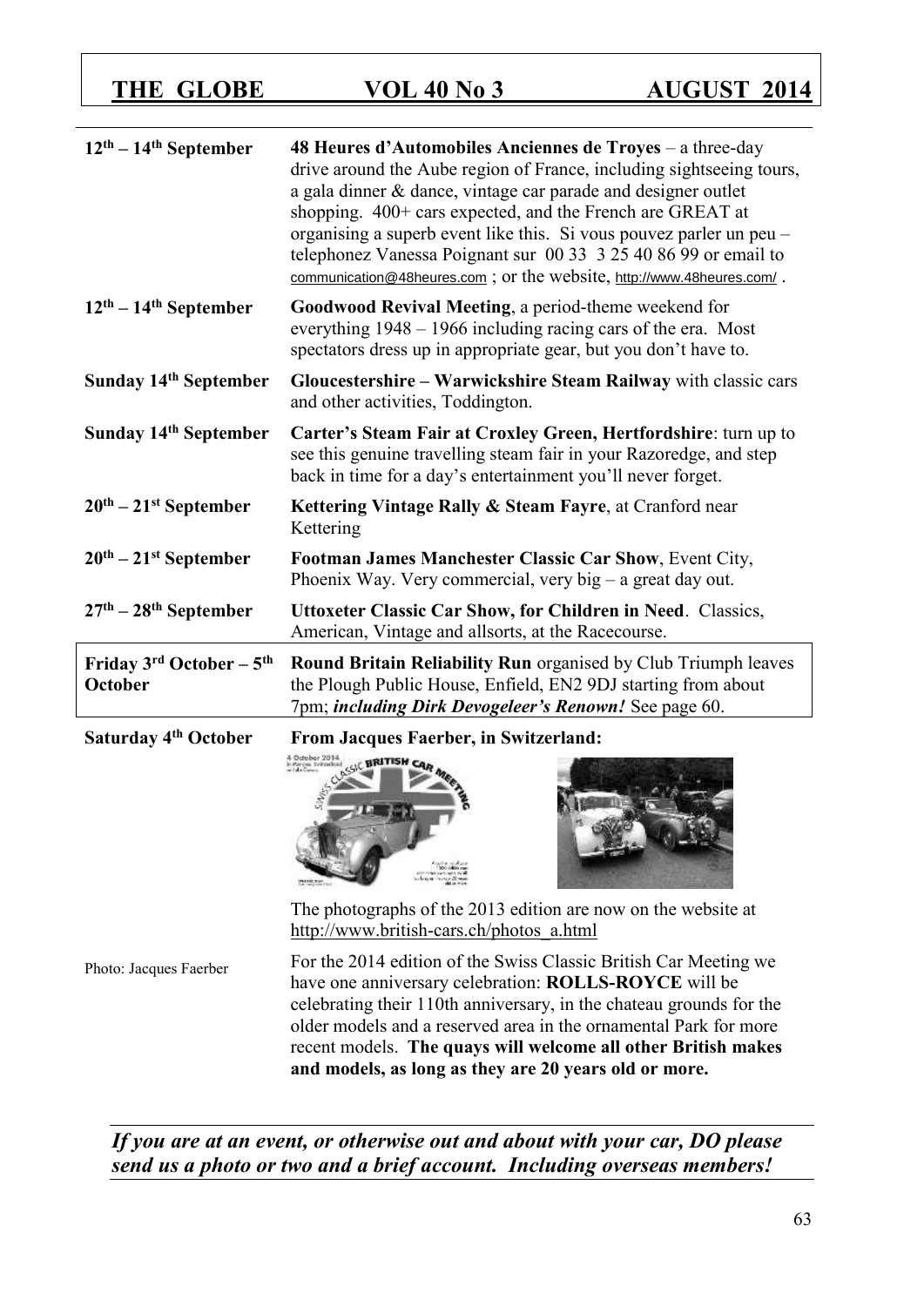| | |
|---|---|
| **12th – 14th September** | **48 Heures d'Automobiles Anciennes de Troyes** – a three-day drive around the Aube region of France, including sightseeing tours, a gala dinner & dance, vintage car parade and designer outlet shopping. 400+ cars expected, and the French are GREAT at organising a superb event like this. Si vous pouvez parler un peu – telephonez Vanessa Poignant sur 00 33 3 25 40 86 99 or email to communication@48heures.com ; or the website, http://www.48heures.com/ . |
| **12th – 14th September** | **Goodwood Revival Meeting**, a period-theme weekend for everything 1948 – 1966 including racing cars of the era. Most spectators dress up in appropriate gear, but you don't have to. |
| **Sunday 14th September** | **Gloucestershire – Warwickshire Steam Railway** with classic cars and other activities, Toddington. |
| **Sunday 14th September** | **Carter's Steam Fair at Croxley Green, Hertfordshire**: turn up to see this genuine travelling steam fair in your Razoredge, and step back in time for a day's entertainment you'll never forget. |
| **20th – 21st September** | **Kettering Vintage Rally & Steam Fayre**, at Cranford near Kettering |
| **20th – 21st September** | **Footman James Manchester Classic Car Show**, Event City, Phoenix Way. Very commercial, very big – a great day out. |
| **27th – 28th September** | **Uttoxeter Classic Car Show, for Children in Need**. Classics, American, Vintage and allsorts, at the Racecourse. |
| **Friday 3rd October – 5th October** | **Round Britain Reliability Run** organised by Club Triumph leaves the Plough Public House, Enfield, EN2 9DJ starting from about 7pm; ***including Dirk Devogeleer's Renown!*** See page 60. |
| **Saturday 4th October** | **From Jacques Faerber, in Switzerland:** |

The photographs of the 2013 edition are now on the website at http://www.british-cars.ch/photos_a.html

Photo: Jacques Faerber

For the 2014 edition of the Swiss Classic British Car Meeting we have one anniversary celebration: **ROLLS-ROYCE** will be celebrating their 110th anniversary, in the chateau grounds for the older models and a reserved area in the ornamental Park for more recent models. **The quays will welcome all other British makes and models, as long as they are 20 years old or more.**

***If you are at an event, or otherwise out and about with your car, DO please send us a photo or two and a brief account. Including overseas members!***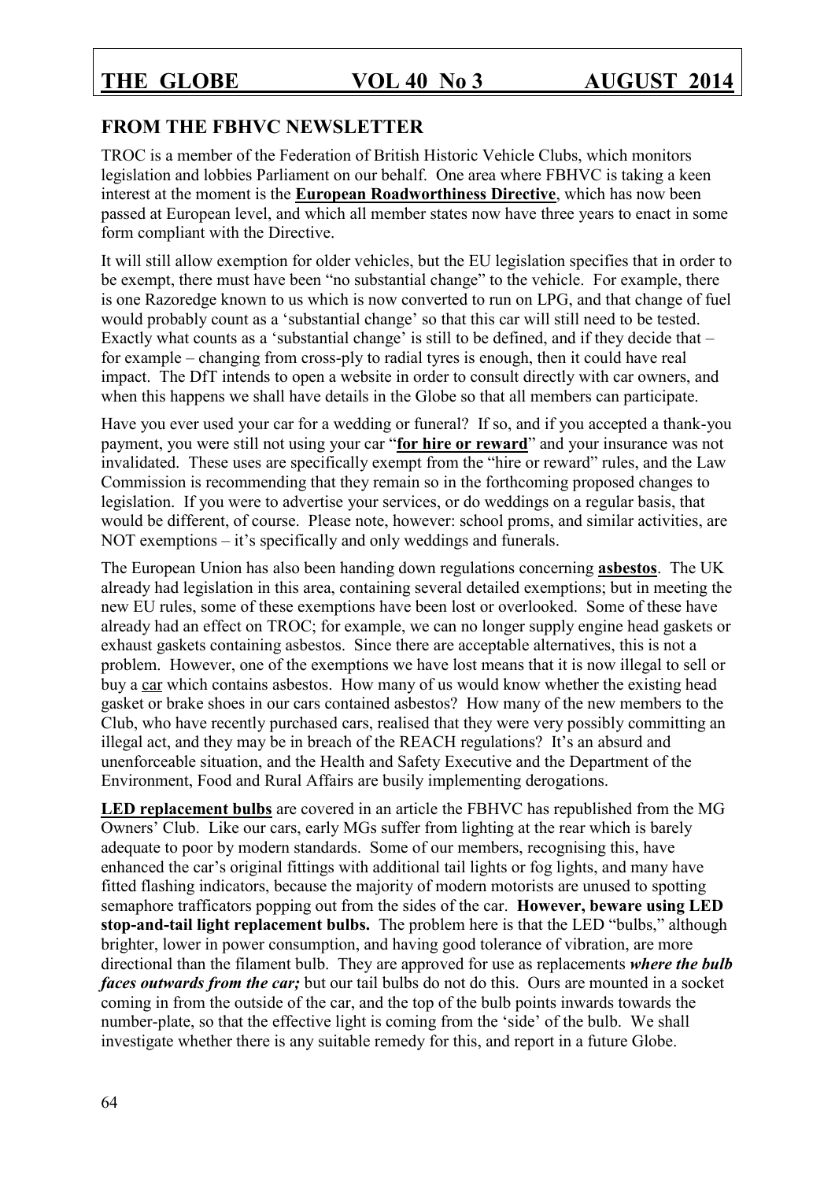## FROM THE FBHVC NEWSLETTER

TROC is a member of the Federation of British Historic Vehicle Clubs, which monitors legislation and lobbies Parliament on our behalf. One area where FBHVC is taking a keen interest at the moment is the **European Roadworthiness Directive**, which has now been passed at European level, and which all member states now have three years to enact in some form compliant with the Directive.

It will still allow exemption for older vehicles, but the EU legislation specifies that in order to be exempt, there must have been "no substantial change" to the vehicle. For example, there is one Razoredge known to us which is now converted to run on LPG, and that change of fuel would probably count as a 'substantial change' so that this car will still need to be tested. Exactly what counts as a 'substantial change' is still to be defined, and if they decide that – for example – changing from cross-ply to radial tyres is enough, then it could have real impact. The DfT intends to open a website in order to consult directly with car owners, and when this happens we shall have details in the Globe so that all members can participate.

Have you ever used your car for a wedding or funeral? If so, and if you accepted a thank-you payment, you were still not using your car "**for hire or reward**" and your insurance was not invalidated. These uses are specifically exempt from the "hire or reward" rules, and the Law Commission is recommending that they remain so in the forthcoming proposed changes to legislation. If you were to advertise your services, or do weddings on a regular basis, that would be different, of course. Please note, however: school proms, and similar activities, are NOT exemptions – it's specifically and only weddings and funerals.

The European Union has also been handing down regulations concerning **asbestos**. The UK already had legislation in this area, containing several detailed exemptions; but in meeting the new EU rules, some of these exemptions have been lost or overlooked. Some of these have already had an effect on TROC; for example, we can no longer supply engine head gaskets or exhaust gaskets containing asbestos. Since there are acceptable alternatives, this is not a problem. However, one of the exemptions we have lost means that it is now illegal to sell or buy a car which contains asbestos. How many of us would know whether the existing head gasket or brake shoes in our cars contained asbestos? How many of the new members to the Club, who have recently purchased cars, realised that they were very possibly committing an illegal act, and they may be in breach of the REACH regulations? It's an absurd and unenforceable situation, and the Health and Safety Executive and the Department of the Environment, Food and Rural Affairs are busily implementing derogations.

**LED replacement bulbs** are covered in an article the FBHVC has republished from the MG Owners' Club. Like our cars, early MGs suffer from lighting at the rear which is barely adequate to poor by modern standards. Some of our members, recognising this, have enhanced the car's original fittings with additional tail lights or fog lights, and many have fitted flashing indicators, because the majority of modern motorists are unused to spotting semaphore trafficators popping out from the sides of the car. **However, beware using LED stop-and-tail light replacement bulbs.** The problem here is that the LED "bulbs," although brighter, lower in power consumption, and having good tolerance of vibration, are more directional than the filament bulb. They are approved for use as replacements ***where the bulb faces outwards from the car;*** but our tail bulbs do not do this. Ours are mounted in a socket coming in from the outside of the car, and the top of the bulb points inwards towards the number-plate, so that the effective light is coming from the 'side' of the bulb. We shall investigate whether there is any suitable remedy for this, and report in a future Globe.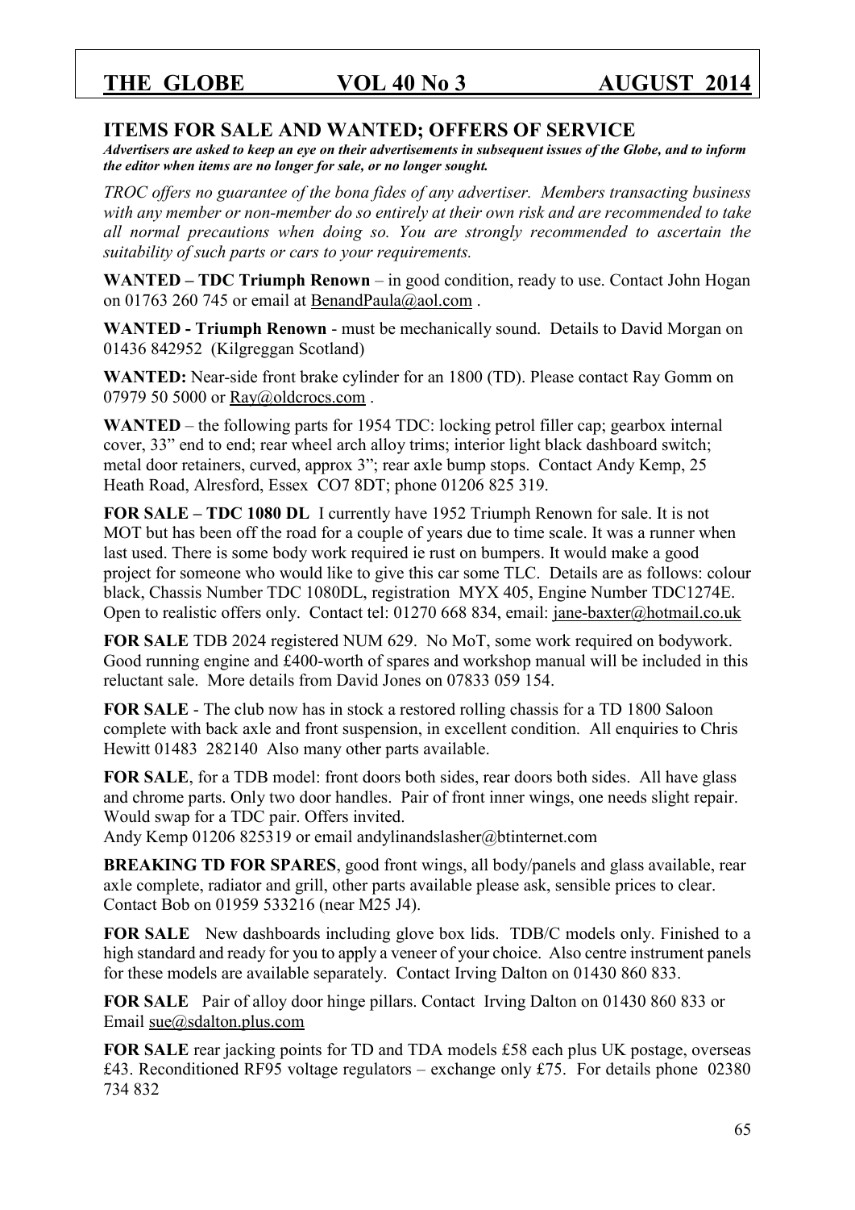## ITEMS FOR SALE AND WANTED; OFFERS OF SERVICE

***Advertisers are asked to keep an eye on their advertisements in subsequent issues of the Globe, and to inform the editor when items are no longer for sale, or no longer sought.***

*TROC offers no guarantee of the bona fides of any advertiser. Members transacting business with any member or non-member do so entirely at their own risk and are recommended to take all normal precautions when doing so. You are strongly recommended to ascertain the suitability of such parts or cars to your requirements.*

**WANTED – TDC Triumph Renown** – in good condition, ready to use. Contact John Hogan on 01763 260 745 or email at BenandPaula@aol.com .

**WANTED - Triumph Renown** - must be mechanically sound. Details to David Morgan on 01436 842952 (Kilgreggan Scotland)

**WANTED:** Near-side front brake cylinder for an 1800 (TD). Please contact Ray Gomm on 07979 50 5000 or Ray@oldcrocs.com .

**WANTED** – the following parts for 1954 TDC: locking petrol filler cap; gearbox internal cover, 33" end to end; rear wheel arch alloy trims; interior light black dashboard switch; metal door retainers, curved, approx 3"; rear axle bump stops. Contact Andy Kemp, 25 Heath Road, Alresford, Essex CO7 8DT; phone 01206 825 319.

**FOR SALE – TDC 1080 DL** I currently have 1952 Triumph Renown for sale. It is not MOT but has been off the road for a couple of years due to time scale. It was a runner when last used. There is some body work required ie rust on bumpers. It would make a good project for someone who would like to give this car some TLC. Details are as follows: colour black, Chassis Number TDC 1080DL, registration MYX 405, Engine Number TDC1274E. Open to realistic offers only. Contact tel: 01270 668 834, email: jane-baxter@hotmail.co.uk

**FOR SALE** TDB 2024 registered NUM 629. No MoT, some work required on bodywork. Good running engine and £400-worth of spares and workshop manual will be included in this reluctant sale. More details from David Jones on 07833 059 154.

**FOR SALE** - The club now has in stock a restored rolling chassis for a TD 1800 Saloon complete with back axle and front suspension, in excellent condition. All enquiries to Chris Hewitt 01483 282140 Also many other parts available.

**FOR SALE**, for a TDB model: front doors both sides, rear doors both sides. All have glass and chrome parts. Only two door handles. Pair of front inner wings, one needs slight repair. Would swap for a TDC pair. Offers invited.
Andy Kemp 01206 825319 or email andylinandslasher@btinternet.com

**BREAKING TD FOR SPARES**, good front wings, all body/panels and glass available, rear axle complete, radiator and grill, other parts available please ask, sensible prices to clear. Contact Bob on 01959 533216 (near M25 J4).

**FOR SALE** New dashboards including glove box lids. TDB/C models only. Finished to a high standard and ready for you to apply a veneer of your choice. Also centre instrument panels for these models are available separately. Contact Irving Dalton on 01430 860 833.

**FOR SALE** Pair of alloy door hinge pillars. Contact Irving Dalton on 01430 860 833 or Email sue@sdalton.plus.com

**FOR SALE** rear jacking points for TD and TDA models £58 each plus UK postage, overseas £43. Reconditioned RF95 voltage regulators – exchange only £75. For details phone 02380 734 832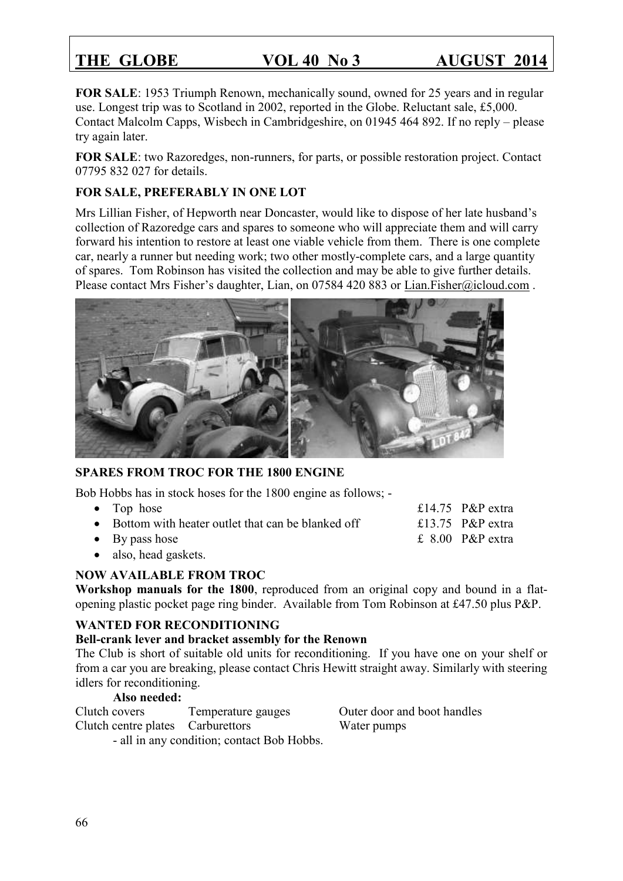**FOR SALE**: 1953 Triumph Renown, mechanically sound, owned for 25 years and in regular use. Longest trip was to Scotland in 2002, reported in the Globe. Reluctant sale, £5,000. Contact Malcolm Capps, Wisbech in Cambridgeshire, on 01945 464 892. If no reply – please try again later.

**FOR SALE**: two Razoredges, non-runners, for parts, or possible restoration project. Contact 07795 832 027 for details.

**FOR SALE, PREFERABLY IN ONE LOT**

Mrs Lillian Fisher, of Hepworth near Doncaster, would like to dispose of her late husband's collection of Razoredge cars and spares to someone who will appreciate them and will carry forward his intention to restore at least one viable vehicle from them. There is one complete car, nearly a runner but needing work; two other mostly-complete cars, and a large quantity of spares. Tom Robinson has visited the collection and may be able to give further details. Please contact Mrs Fisher's daughter, Lian, on 07584 420 883 or Lian.Fisher@icloud.com .

**SPARES FROM TROC FOR THE 1800 ENGINE**

Bob Hobbs has in stock hoses for the 1800 engine as follows; -

- Top hose — £14.75 P&P extra
- Bottom with heater outlet that can be blanked off — £13.75 P&P extra
- By pass hose — £ 8.00 P&P extra
- also, head gaskets.

**NOW AVAILABLE FROM TROC**

**Workshop manuals for the 1800**, reproduced from an original copy and bound in a flat-opening plastic pocket page ring binder. Available from Tom Robinson at £47.50 plus P&P.

**WANTED FOR RECONDITIONING**

**Bell-crank lever and bracket assembly for the Renown**

The Club is short of suitable old units for reconditioning. If you have one on your shelf or from a car you are breaking, please contact Chris Hewitt straight away. Similarly with steering idlers for reconditioning.

**Also needed:**

| | | |
|---|---|---|
| Clutch covers | Temperature gauges | Outer door and boot handles |
| Clutch centre plates | Carburettors | Water pumps |

- all in any condition; contact Bob Hobbs.